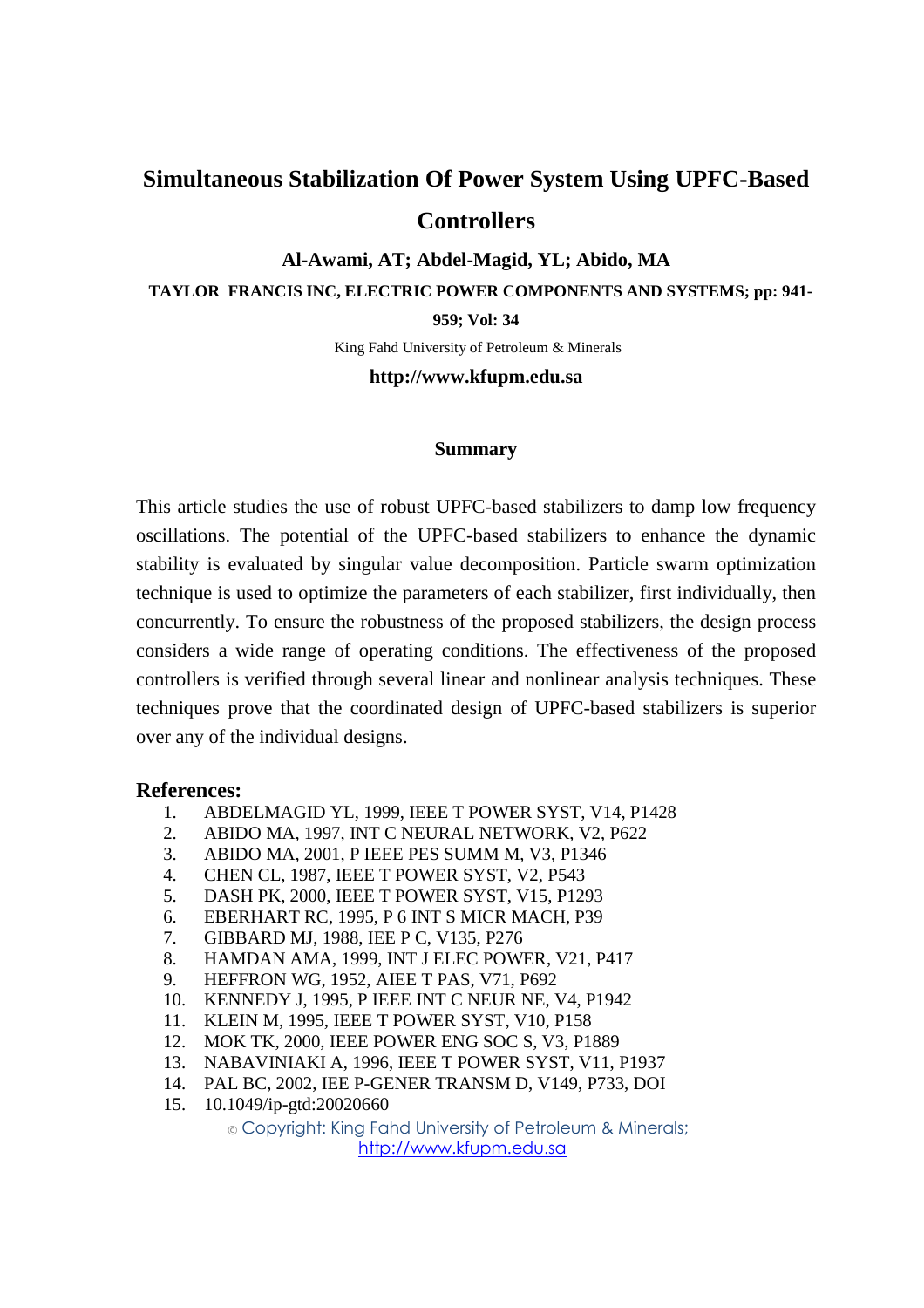# Simultaneous Stabilization Of Power System Using UPFC-Based Controllers

**Al-Awami, AT; Abdel-Magid, YL; Abido, MA**

**TAYLOR FRANCIS INC, ELECTRIC POWER COMPONENTS AND SYSTEMS; pp: 941-959; Vol: 34**

King Fahd University of Petroleum & Minerals

**http://www.kfupm.edu.sa**

## Summary

This article studies the use of robust UPFC-based stabilizers to damp low frequency oscillations. The potential of the UPFC-based stabilizers to enhance the dynamic stability is evaluated by singular value decomposition. Particle swarm optimization technique is used to optimize the parameters of each stabilizer, first individually, then concurrently. To ensure the robustness of the proposed stabilizers, the design process considers a wide range of operating conditions. The effectiveness of the proposed controllers is verified through several linear and nonlinear analysis techniques. These techniques prove that the coordinated design of UPFC-based stabilizers is superior over any of the individual designs.

## References:

1. ABDELMAGID YL, 1999, IEEE T POWER SYST, V14, P1428
2. ABIDO MA, 1997, INT C NEURAL NETWORK, V2, P622
3. ABIDO MA, 2001, P IEEE PES SUMM M, V3, P1346
4. CHEN CL, 1987, IEEE T POWER SYST, V2, P543
5. DASH PK, 2000, IEEE T POWER SYST, V15, P1293
6. EBERHART RC, 1995, P 6 INT S MICR MACH, P39
7. GIBBARD MJ, 1988, IEE P C, V135, P276
8. HAMDAN AMA, 1999, INT J ELEC POWER, V21, P417
9. HEFFRON WG, 1952, AIEE T PAS, V71, P692
10. KENNEDY J, 1995, P IEEE INT C NEUR NE, V4, P1942
11. KLEIN M, 1995, IEEE T POWER SYST, V10, P158
12. MOK TK, 2000, IEEE POWER ENG SOC S, V3, P1889
13. NABAVINIAKI A, 1996, IEEE T POWER SYST, V11, P1937
14. PAL BC, 2002, IEE P-GENER TRANSM D, V149, P733, DOI
15. 10.1049/ip-gtd:20020660

© Copyright: King Fahd University of Petroleum & Minerals; http://www.kfupm.edu.sa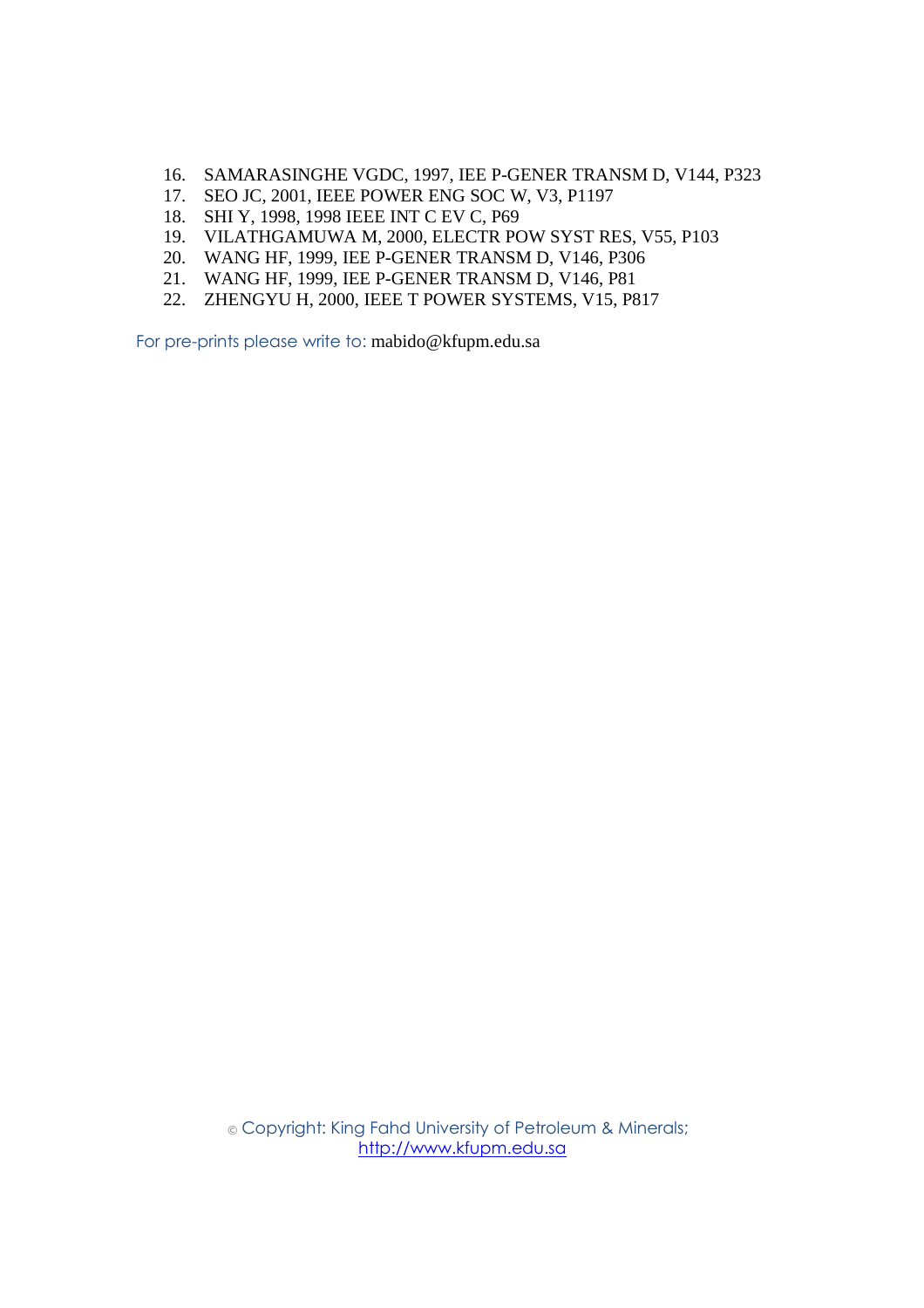16. SAMARASINGHE VGDC, 1997, IEE P-GENER TRANSM D, V144, P323
17. SEO JC, 2001, IEEE POWER ENG SOC W, V3, P1197
18. SHI Y, 1998, 1998 IEEE INT C EV C, P69
19. VILATHGAMUWA M, 2000, ELECTR POW SYST RES, V55, P103
20. WANG HF, 1999, IEE P-GENER TRANSM D, V146, P306
21. WANG HF, 1999, IEE P-GENER TRANSM D, V146, P81
22. ZHENGYU H, 2000, IEEE T POWER SYSTEMS, V15, P817

For pre-prints please write to: mabido@kfupm.edu.sa

© Copyright: King Fahd University of Petroleum & Minerals;
http://www.kfupm.edu.sa